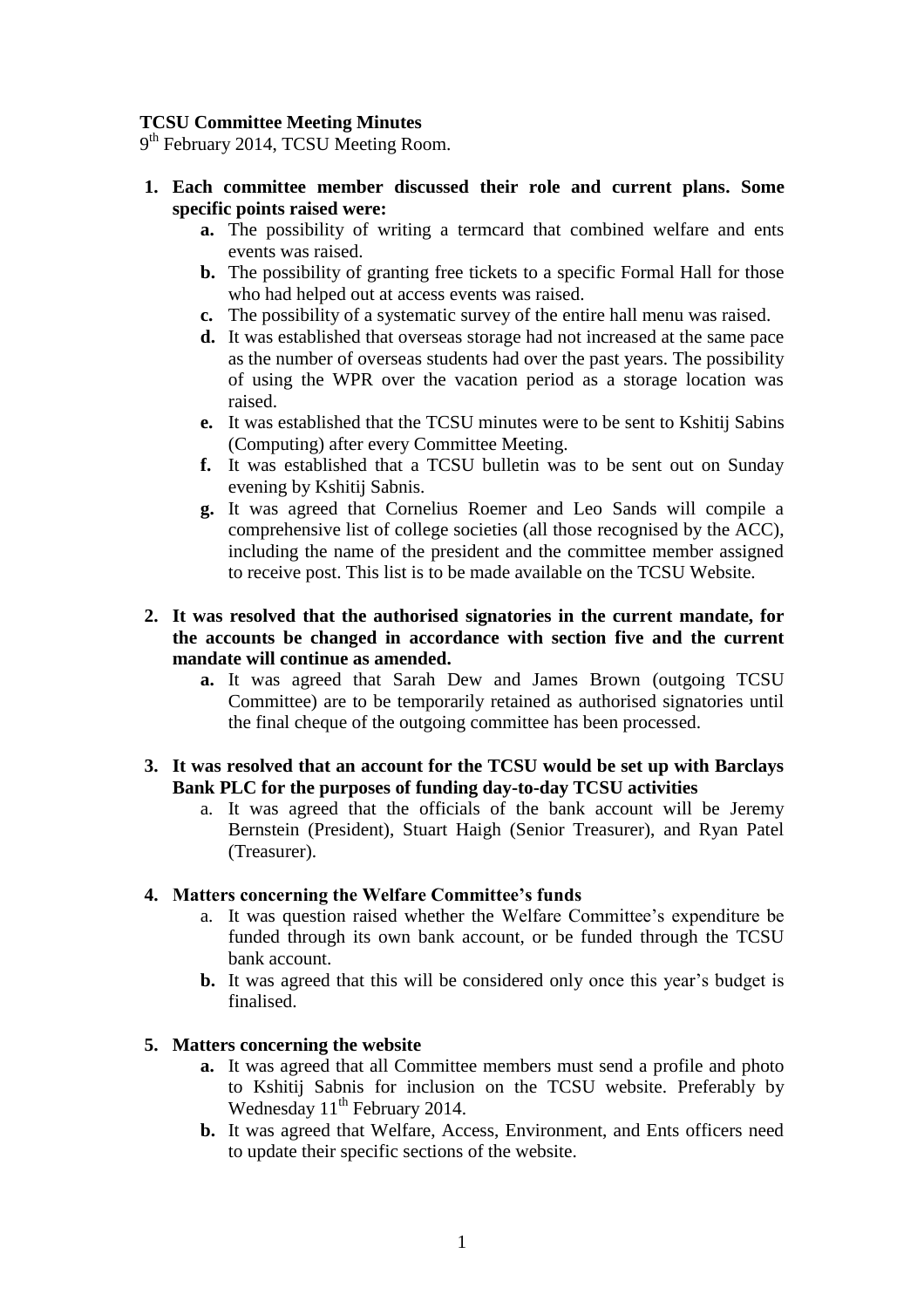**TCSU Committee Meeting Minutes**

9th February 2014, TCSU Meeting Room.

1. **Each committee member discussed their role and current plans. Some specific points raised were:**
    - **a.** The possibility of writing a termcard that combined welfare and ents events was raised.
    - **b.** The possibility of granting free tickets to a specific Formal Hall for those who had helped out at access events was raised.
    - **c.** The possibility of a systematic survey of the entire hall menu was raised.
    - **d.** It was established that overseas storage had not increased at the same pace as the number of overseas students had over the past years. The possibility of using the WPR over the vacation period as a storage location was raised.
    - **e.** It was established that the TCSU minutes were to be sent to Kshitij Sabins (Computing) after every Committee Meeting.
    - **f.** It was established that a TCSU bulletin was to be sent out on Sunday evening by Kshitij Sabnis.
    - **g.** It was agreed that Cornelius Roemer and Leo Sands will compile a comprehensive list of college societies (all those recognised by the ACC), including the name of the president and the committee member assigned to receive post. This list is to be made available on the TCSU Website.

2. **It was resolved that the authorised signatories in the current mandate, for the accounts be changed in accordance with section five and the current mandate will continue as amended.**
    - **a.** It was agreed that Sarah Dew and James Brown (outgoing TCSU Committee) are to be temporarily retained as authorised signatories until the final cheque of the outgoing committee has been processed.

3. **It was resolved that an account for the TCSU would be set up with Barclays Bank PLC for the purposes of funding day-to-day TCSU activities**
    - a. It was agreed that the officials of the bank account will be Jeremy Bernstein (President), Stuart Haigh (Senior Treasurer), and Ryan Patel (Treasurer).

4. **Matters concerning the Welfare Committee's funds**
    - a. It was question raised whether the Welfare Committee's expenditure be funded through its own bank account, or be funded through the TCSU bank account.
    - **b.** It was agreed that this will be considered only once this year's budget is finalised.

5. **Matters concerning the website**
    - **a.** It was agreed that all Committee members must send a profile and photo to Kshitij Sabnis for inclusion on the TCSU website. Preferably by Wednesday 11th February 2014.
    - **b.** It was agreed that Welfare, Access, Environment, and Ents officers need to update their specific sections of the website.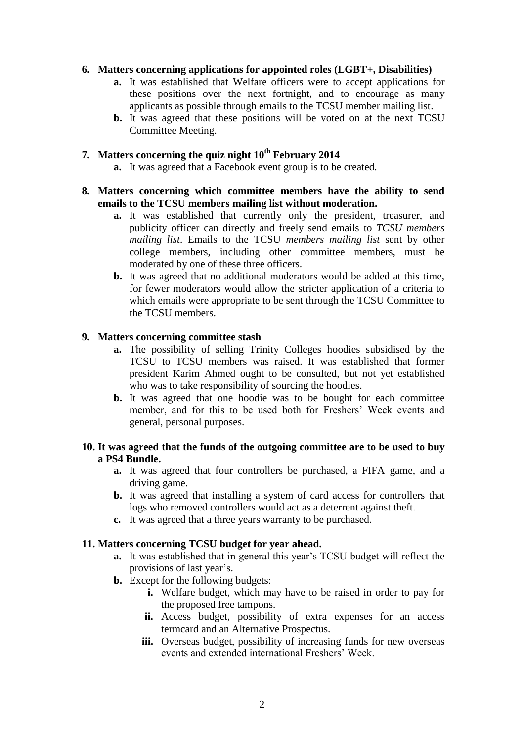6. **Matters concerning applications for appointed roles (LGBT+, Disabilities)**
    - **a.** It was established that Welfare officers were to accept applications for these positions over the next fortnight, and to encourage as many applicants as possible through emails to the TCSU member mailing list.
    - **b.** It was agreed that these positions will be voted on at the next TCSU Committee Meeting.

7. **Matters concerning the quiz night 10th February 2014**
    - **a.** It was agreed that a Facebook event group is to be created.

8. **Matters concerning which committee members have the ability to send emails to the TCSU members mailing list without moderation.**
    - **a.** It was established that currently only the president, treasurer, and publicity officer can directly and freely send emails to *TCSU members mailing list*. Emails to the TCSU *members mailing list* sent by other college members, including other committee members, must be moderated by one of these three officers.
    - **b.** It was agreed that no additional moderators would be added at this time, for fewer moderators would allow the stricter application of a criteria to which emails were appropriate to be sent through the TCSU Committee to the TCSU members.

9. **Matters concerning committee stash**
    - **a.** The possibility of selling Trinity Colleges hoodies subsidised by the TCSU to TCSU members was raised. It was established that former president Karim Ahmed ought to be consulted, but not yet established who was to take responsibility of sourcing the hoodies.
    - **b.** It was agreed that one hoodie was to be bought for each committee member, and for this to be used both for Freshers' Week events and general, personal purposes.

10. **It was agreed that the funds of the outgoing committee are to be used to buy a PS4 Bundle.**
    - **a.** It was agreed that four controllers be purchased, a FIFA game, and a driving game.
    - **b.** It was agreed that installing a system of card access for controllers that logs who removed controllers would act as a deterrent against theft.
    - **c.** It was agreed that a three years warranty to be purchased.

11. **Matters concerning TCSU budget for year ahead.**
    - **a.** It was established that in general this year's TCSU budget will reflect the provisions of last year's.
    - **b.** Except for the following budgets:
        - **i.** Welfare budget, which may have to be raised in order to pay for the proposed free tampons.
        - **ii.** Access budget, possibility of extra expenses for an access termcard and an Alternative Prospectus.
        - **iii.** Overseas budget, possibility of increasing funds for new overseas events and extended international Freshers' Week.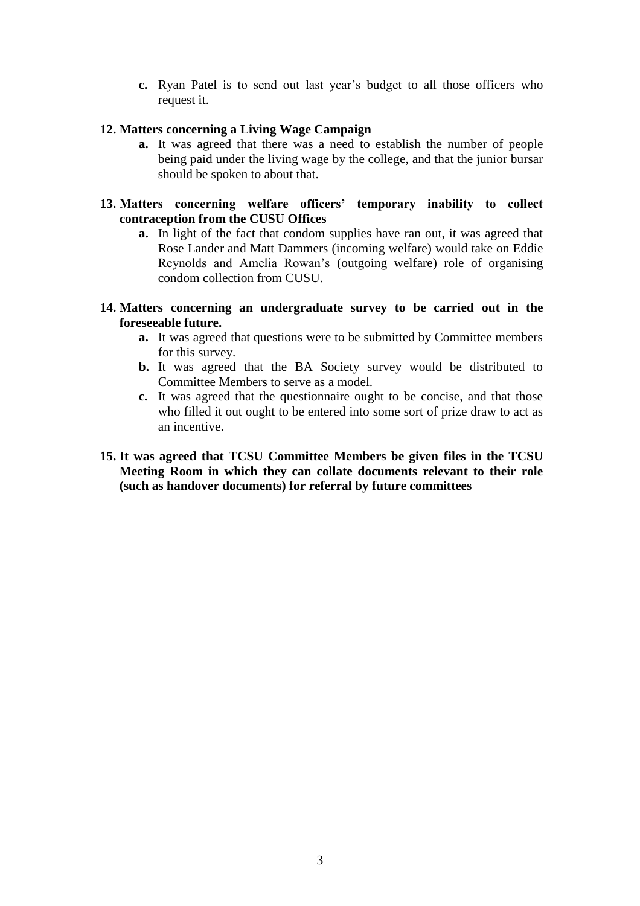c. Ryan Patel is to send out last year's budget to all those officers who request it.

**12. Matters concerning a Living Wage Campaign**

a. It was agreed that there was a need to establish the number of people being paid under the living wage by the college, and that the junior bursar should be spoken to about that.

**13. Matters concerning welfare officers' temporary inability to collect contraception from the CUSU Offices**

a. In light of the fact that condom supplies have ran out, it was agreed that Rose Lander and Matt Dammers (incoming welfare) would take on Eddie Reynolds and Amelia Rowan's (outgoing welfare) role of organising condom collection from CUSU.

**14. Matters concerning an undergraduate survey to be carried out in the foreseeable future.**

a. It was agreed that questions were to be submitted by Committee members for this survey.

b. It was agreed that the BA Society survey would be distributed to Committee Members to serve as a model.

c. It was agreed that the questionnaire ought to be concise, and that those who filled it out ought to be entered into some sort of prize draw to act as an incentive.

**15. It was agreed that TCSU Committee Members be given files in the TCSU Meeting Room in which they can collate documents relevant to their role (such as handover documents) for referral by future committees**